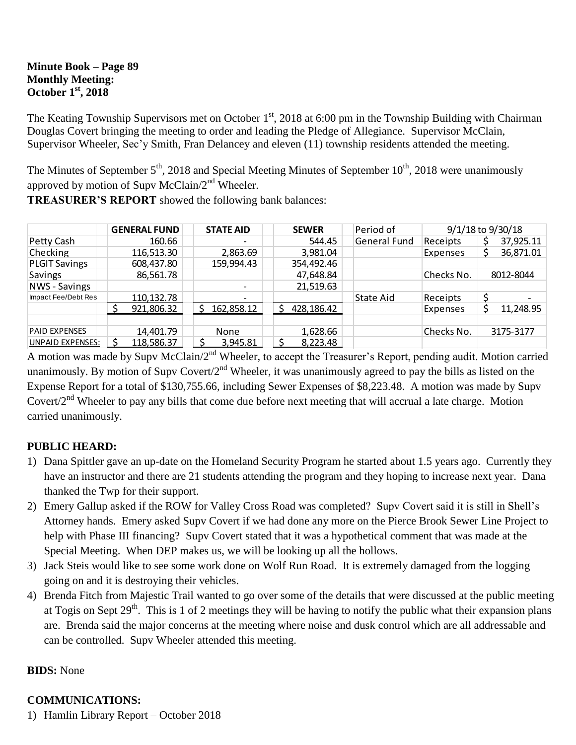**Minute Book – Page 89**
**Monthly Meeting:**
**October 1st, 2018**

The Keating Township Supervisors met on October 1st, 2018 at 6:00 pm in the Township Building with Chairman Douglas Covert bringing the meeting to order and leading the Pledge of Allegiance. Supervisor McClain, Supervisor Wheeler, Sec'y Smith, Fran Delancey and eleven (11) township residents attended the meeting.

The Minutes of September 5th, 2018 and Special Meeting Minutes of September 10th, 2018 were unanimously approved by motion of Supv McClain/2nd Wheeler.

**TREASURER'S REPORT** showed the following bank balances:

| | GENERAL FUND | STATE AID | SEWER | Period of | 9/1/18 to 9/30/18 | |
|---|---|---|---|---|---|---|
| Petty Cash | 160.66 | - | 544.45 | General Fund | Receipts | $ 37,925.11 |
| Checking | 116,513.30 | 2,863.69 | 3,981.04 | | Expenses | $ 36,871.01 |
| PLGIT Savings | 608,437.80 | 159,994.43 | 354,492.46 | | | |
| Savings | 86,561.78 | | 47,648.84 | | Checks No. | 8012-8044 |
| NWS - Savings | | - | 21,519.63 | | | |
| Impact Fee/Debt Res | 110,132.78 | - | | State Aid | Receipts | $ - |
| | $ 921,806.32 | $ 162,858.12 | $ 428,186.42 | | Expenses | $ 11,248.95 |
| | | | | | | |
| PAID EXPENSES | 14,401.79 | None | 1,628.66 | | Checks No. | 3175-3177 |
| UNPAID EXPENSES: | $ 118,586.37 | $ 3,945.81 | $ 8,223.48 | | | |

A motion was made by Supv McClain/2nd Wheeler, to accept the Treasurer's Report, pending audit. Motion carried unanimously. By motion of Supv Covert/2nd Wheeler, it was unanimously agreed to pay the bills as listed on the Expense Report for a total of $130,755.66, including Sewer Expenses of $8,223.48. A motion was made by Supv Covert/2nd Wheeler to pay any bills that come due before next meeting that will accrual a late charge. Motion carried unanimously.

## PUBLIC HEARD:

1) Dana Spittler gave an up-date on the Homeland Security Program he started about 1.5 years ago. Currently they have an instructor and there are 21 students attending the program and they hoping to increase next year. Dana thanked the Twp for their support.
2) Emery Gallup asked if the ROW for Valley Cross Road was completed? Supv Covert said it is still in Shell's Attorney hands. Emery asked Supv Covert if we had done any more on the Pierce Brook Sewer Line Project to help with Phase III financing? Supv Covert stated that it was a hypothetical comment that was made at the Special Meeting. When DEP makes us, we will be looking up all the hollows.
3) Jack Steis would like to see some work done on Wolf Run Road. It is extremely damaged from the logging going on and it is destroying their vehicles.
4) Brenda Fitch from Majestic Trail wanted to go over some of the details that were discussed at the public meeting at Togis on Sept 29th. This is 1 of 2 meetings they will be having to notify the public what their expansion plans are. Brenda said the major concerns at the meeting where noise and dusk control which are all addressable and can be controlled. Supv Wheeler attended this meeting.

**BIDS:** None

## COMMUNICATIONS:

1) Hamlin Library Report – October 2018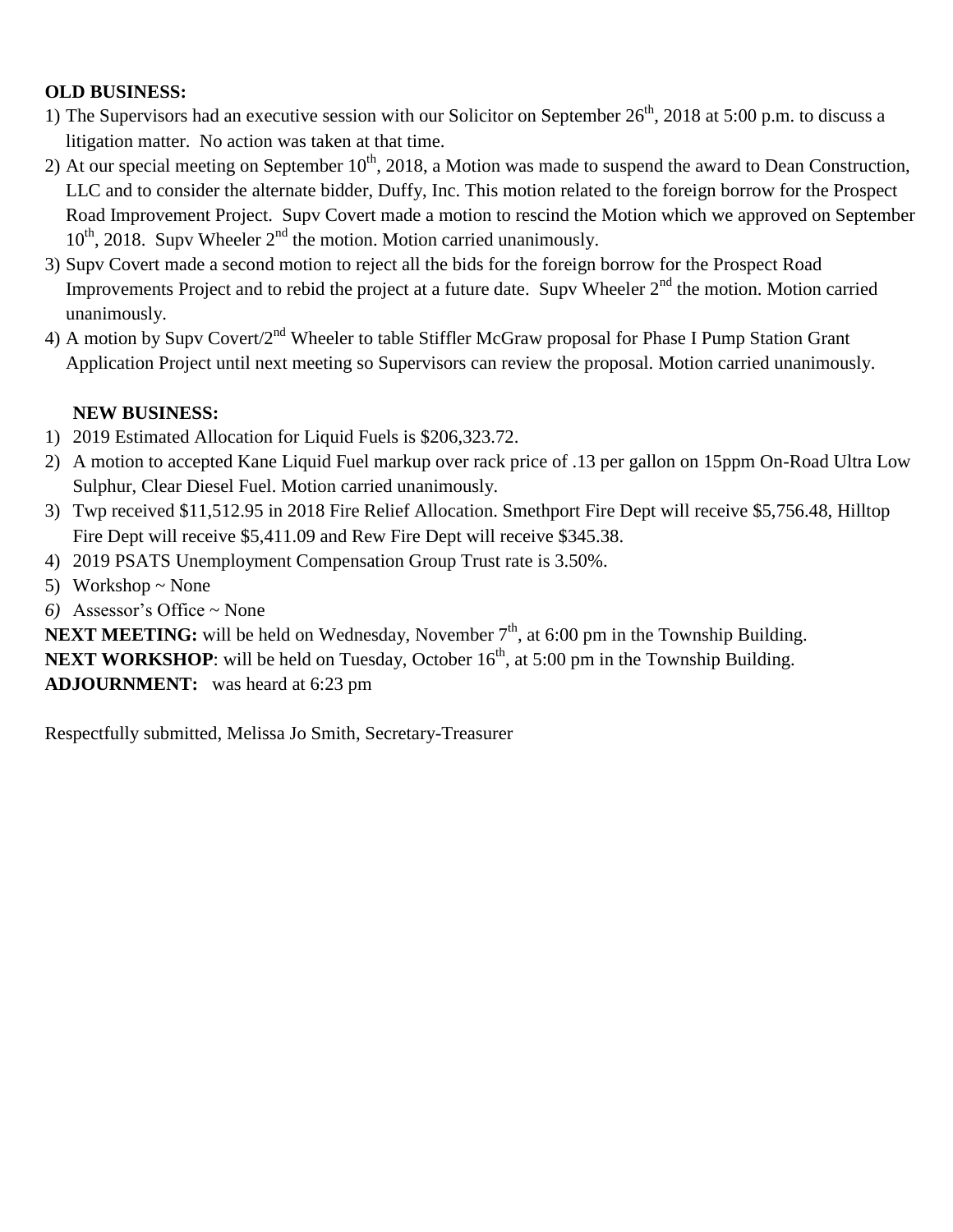**OLD BUSINESS:**

1) The Supervisors had an executive session with our Solicitor on September 26th, 2018 at 5:00 p.m. to discuss a litigation matter. No action was taken at that time.
2) At our special meeting on September 10th, 2018, a Motion was made to suspend the award to Dean Construction, LLC and to consider the alternate bidder, Duffy, Inc. This motion related to the foreign borrow for the Prospect Road Improvement Project. Supv Covert made a motion to rescind the Motion which we approved on September 10th, 2018. Supv Wheeler 2nd the motion. Motion carried unanimously.
3) Supv Covert made a second motion to reject all the bids for the foreign borrow for the Prospect Road Improvements Project and to rebid the project at a future date. Supv Wheeler 2nd the motion. Motion carried unanimously.
4) A motion by Supv Covert/2nd Wheeler to table Stiffler McGraw proposal for Phase I Pump Station Grant Application Project until next meeting so Supervisors can review the proposal. Motion carried unanimously.

**NEW BUSINESS:**

1) 2019 Estimated Allocation for Liquid Fuels is $206,323.72.
2) A motion to accepted Kane Liquid Fuel markup over rack price of .13 per gallon on 15ppm On-Road Ultra Low Sulphur, Clear Diesel Fuel. Motion carried unanimously.
3) Twp received $11,512.95 in 2018 Fire Relief Allocation. Smethport Fire Dept will receive $5,756.48, Hilltop Fire Dept will receive $5,411.09 and Rew Fire Dept will receive $345.38.
4) 2019 PSATS Unemployment Compensation Group Trust rate is 3.50%.
5) Workshop ~ None
6) Assessor's Office ~ None

**NEXT MEETING:** will be held on Wednesday, November 7th, at 6:00 pm in the Township Building.
**NEXT WORKSHOP**: will be held on Tuesday, October 16th, at 5:00 pm in the Township Building.
**ADJOURNMENT:** was heard at 6:23 pm

Respectfully submitted, Melissa Jo Smith, Secretary-Treasurer